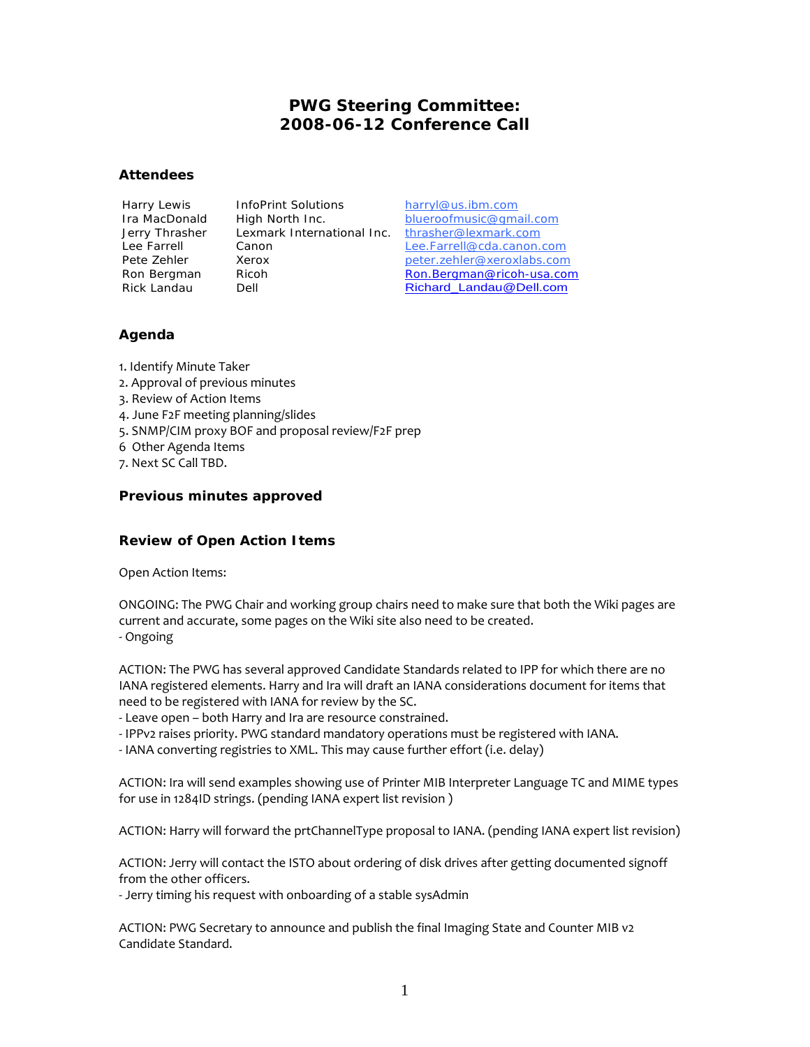# PWG Steering Committee:
# 2008-06-12 Conference Call

## Attendees

| | | |
|---|---|---|
| Harry Lewis | InfoPrint Solutions | harryl@us.ibm.com |
| Ira MacDonald | High North Inc. | blueroofmusic@gmail.com |
| Jerry Thrasher | Lexmark International Inc. | thrasher@lexmark.com |
| Lee Farrell | Canon | Lee.Farrell@cda.canon.com |
| Pete Zehler | Xerox | peter.zehler@xeroxlabs.com |
| Ron Bergman | Ricoh | Ron.Bergman@ricoh-usa.com |
| Rick Landau | Dell | Richard_Landau@Dell.com |

## Agenda

1. Identify Minute Taker
2. Approval of previous minutes
3. Review of Action Items
4. June F2F meeting planning/slides
5. SNMP/CIM proxy BOF and proposal review/F2F prep
6 Other Agenda Items
7. Next SC Call TBD.

## Previous minutes approved

## Review of Open Action Items

Open Action Items:

ONGOING: The PWG Chair and working group chairs need to make sure that both the Wiki pages are current and accurate, some pages on the Wiki site also need to be created.
- Ongoing

ACTION: The PWG has several approved Candidate Standards related to IPP for which there are no IANA registered elements. Harry and Ira will draft an IANA considerations document for items that need to be registered with IANA for review by the SC.
- Leave open – both Harry and Ira are resource constrained.
- IPPv2 raises priority. PWG standard mandatory operations must be registered with IANA.
- IANA converting registries to XML. This may cause further effort (i.e. delay)

ACTION: Ira will send examples showing use of Printer MIB Interpreter Language TC and MIME types for use in 1284ID strings. (pending IANA expert list revision )

ACTION: Harry will forward the prtChannelType proposal to IANA. (pending IANA expert list revision)

ACTION: Jerry will contact the ISTO about ordering of disk drives after getting documented signoff from the other officers.
- Jerry timing his request with onboarding of a stable sysAdmin

ACTION: PWG Secretary to announce and publish the final Imaging State and Counter MIB v2 Candidate Standard.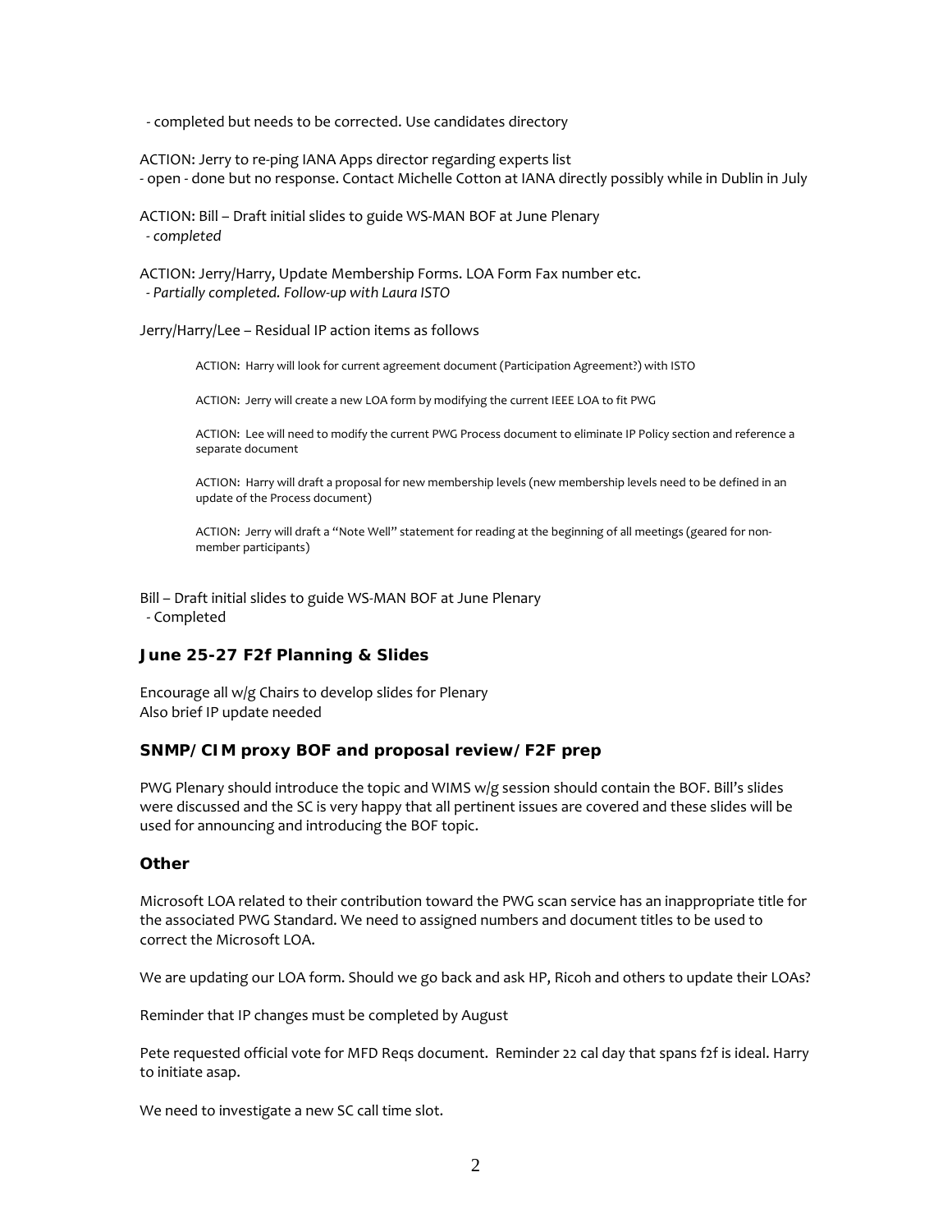- completed but needs to be corrected. Use candidates directory

ACTION: Jerry to re-ping IANA Apps director regarding experts list
- open - done but no response. Contact Michelle Cotton at IANA directly possibly while in Dublin in July

ACTION: Bill – Draft initial slides to guide WS-MAN BOF at June Plenary
- *completed*

ACTION: Jerry/Harry, Update Membership Forms. LOA Form Fax number etc.
- *Partially completed. Follow-up with Laura ISTO*

Jerry/Harry/Lee – Residual IP action items as follows

> ACTION: Harry will look for current agreement document (Participation Agreement?) with ISTO
>
> ACTION: Jerry will create a new LOA form by modifying the current IEEE LOA to fit PWG
>
> ACTION: Lee will need to modify the current PWG Process document to eliminate IP Policy section and reference a separate document
>
> ACTION: Harry will draft a proposal for new membership levels (new membership levels need to be defined in an update of the Process document)
>
> ACTION: Jerry will draft a "Note Well" statement for reading at the beginning of all meetings (geared for non-member participants)

Bill – Draft initial slides to guide WS-MAN BOF at June Plenary
- Completed

### June 25-27 F2f Planning & Slides

Encourage all w/g Chairs to develop slides for Plenary
Also brief IP update needed

### SNMP/CIM proxy BOF and proposal review/F2F prep

PWG Plenary should introduce the topic and WIMS w/g session should contain the BOF. Bill's slides were discussed and the SC is very happy that all pertinent issues are covered and these slides will be used for announcing and introducing the BOF topic.

### Other

Microsoft LOA related to their contribution toward the PWG scan service has an inappropriate title for the associated PWG Standard. We need to assigned numbers and document titles to be used to correct the Microsoft LOA.

We are updating our LOA form. Should we go back and ask HP, Ricoh and others to update their LOAs?

Reminder that IP changes must be completed by August

Pete requested official vote for MFD Reqs document. Reminder 22 cal day that spans f2f is ideal. Harry to initiate asap.

We need to investigate a new SC call time slot.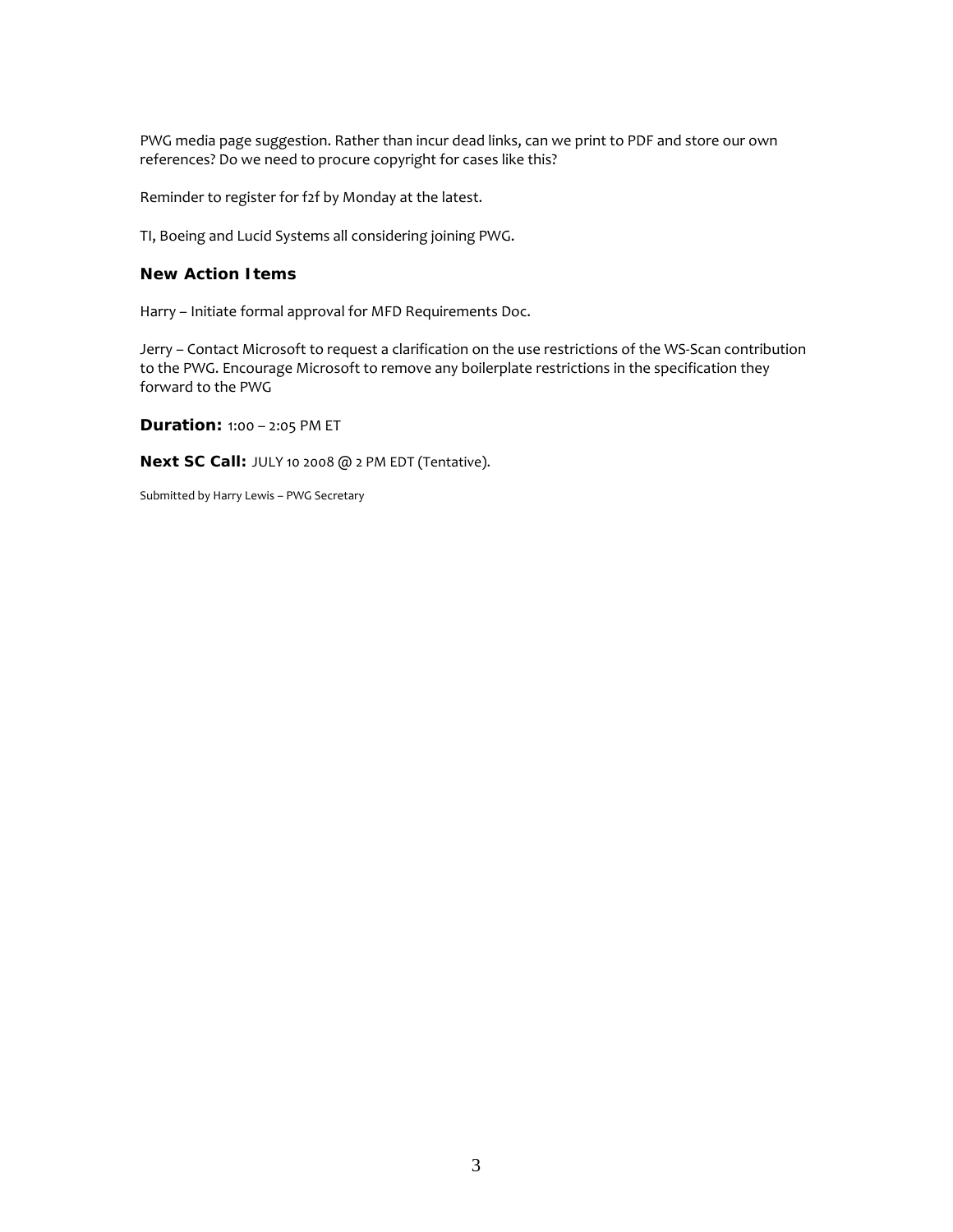PWG media page suggestion. Rather than incur dead links, can we print to PDF and store our own references? Do we need to procure copyright for cases like this?

Reminder to register for f2f by Monday at the latest.

TI, Boeing and Lucid Systems all considering joining PWG.

### New Action Items

Harry – Initiate formal approval for MFD Requirements Doc.

Jerry – Contact Microsoft to request a clarification on the use restrictions of the WS-Scan contribution to the PWG. Encourage Microsoft to remove any boilerplate restrictions in the specification they forward to the PWG

**Duration:** 1:00 – 2:05 PM ET

**Next SC Call:** JULY 10 2008 @ 2 PM EDT (Tentative).

Submitted by Harry Lewis – PWG Secretary